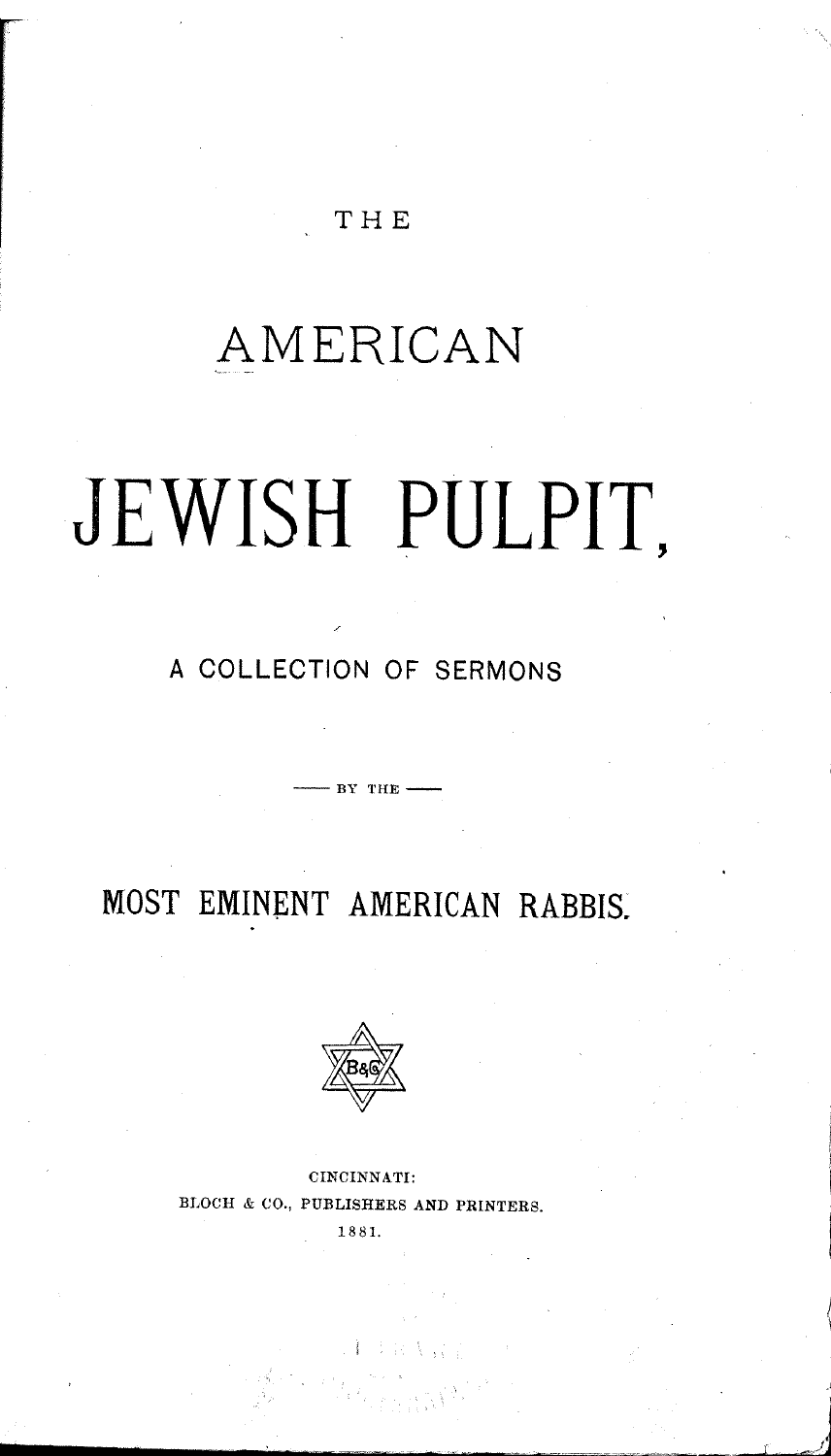THE

# AMERICAN

# JEWISH PULPIT,

A COLLECTION OF SERMONS

— BY THE —

MOST EMINENT AMERICAN RABBIS.

CINCINNATI:
BLOCH & CO., PUBLISHERS AND PRINTERS.
1881.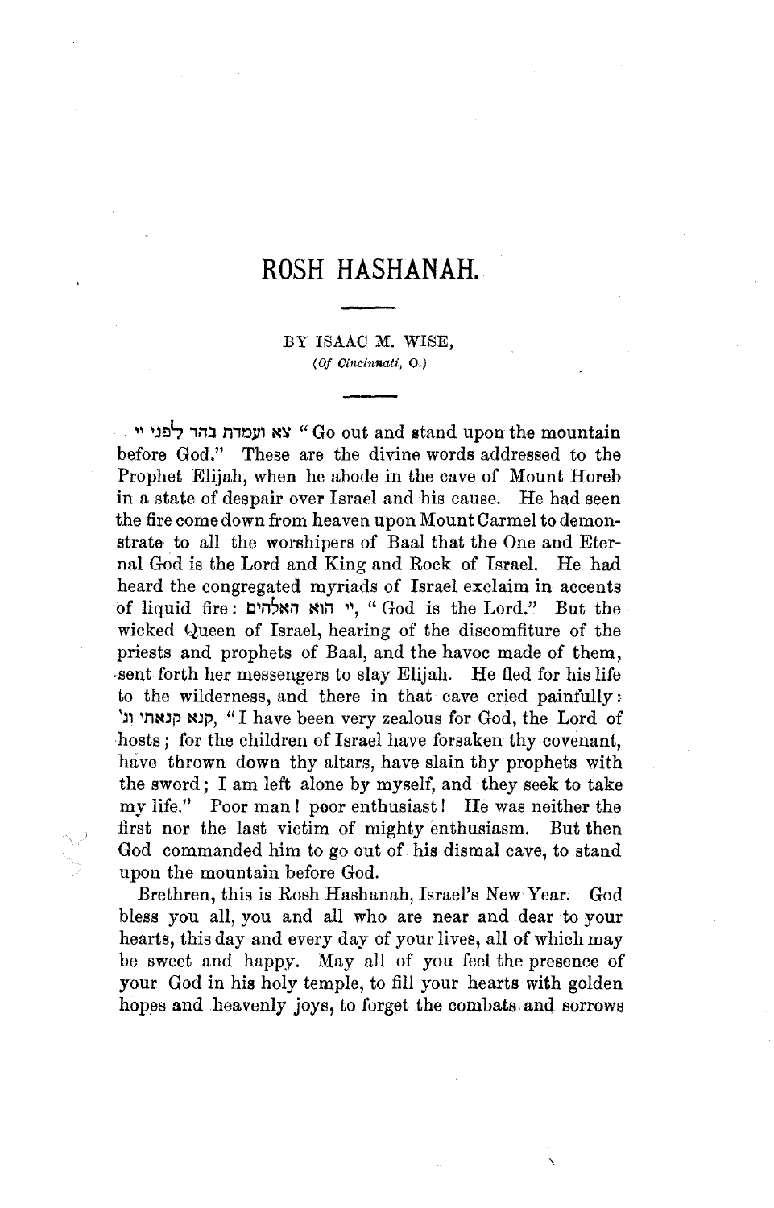# ROSH HASHANAH.

BY ISAAC M. WISE,
*(Of Cincinnati, O.)*

צא ועמדת בהר לפני יי "Go out and stand upon the mountain before God." These are the divine words addressed to the Prophet Elijah, when he abode in the cave of Mount Horeb in a state of despair over Israel and his cause. He had seen the fire come down from heaven upon Mount Carmel to demonstrate to all the worshipers of Baal that the One and Eternal God is the Lord and King and Rock of Israel. He had heard the congregated myriads of Israel exclaim in accents of liquid fire: יי הוא האלהים, "God is the Lord." But the wicked Queen of Israel, hearing of the discomfiture of the priests and prophets of Baal, and the havoc made of them, sent forth her messengers to slay Elijah. He fled for his life to the wilderness, and there in that cave cried painfully: קנא קנאתי וג׳, "I have been very zealous for God, the Lord of hosts; for the children of Israel have forsaken thy covenant, have thrown down thy altars, have slain thy prophets with the sword; I am left alone by myself, and they seek to take my life." Poor man! poor enthusiast! He was neither the first nor the last victim of mighty enthusiasm. But then God commanded him to go out of his dismal cave, to stand upon the mountain before God.

Brethren, this is Rosh Hashanah, Israel's New Year. God bless you all, you and all who are near and dear to your hearts, this day and every day of your lives, all of which may be sweet and happy. May all of you feel the presence of your God in his holy temple, to fill your hearts with golden hopes and heavenly joys, to forget the combats and sorrows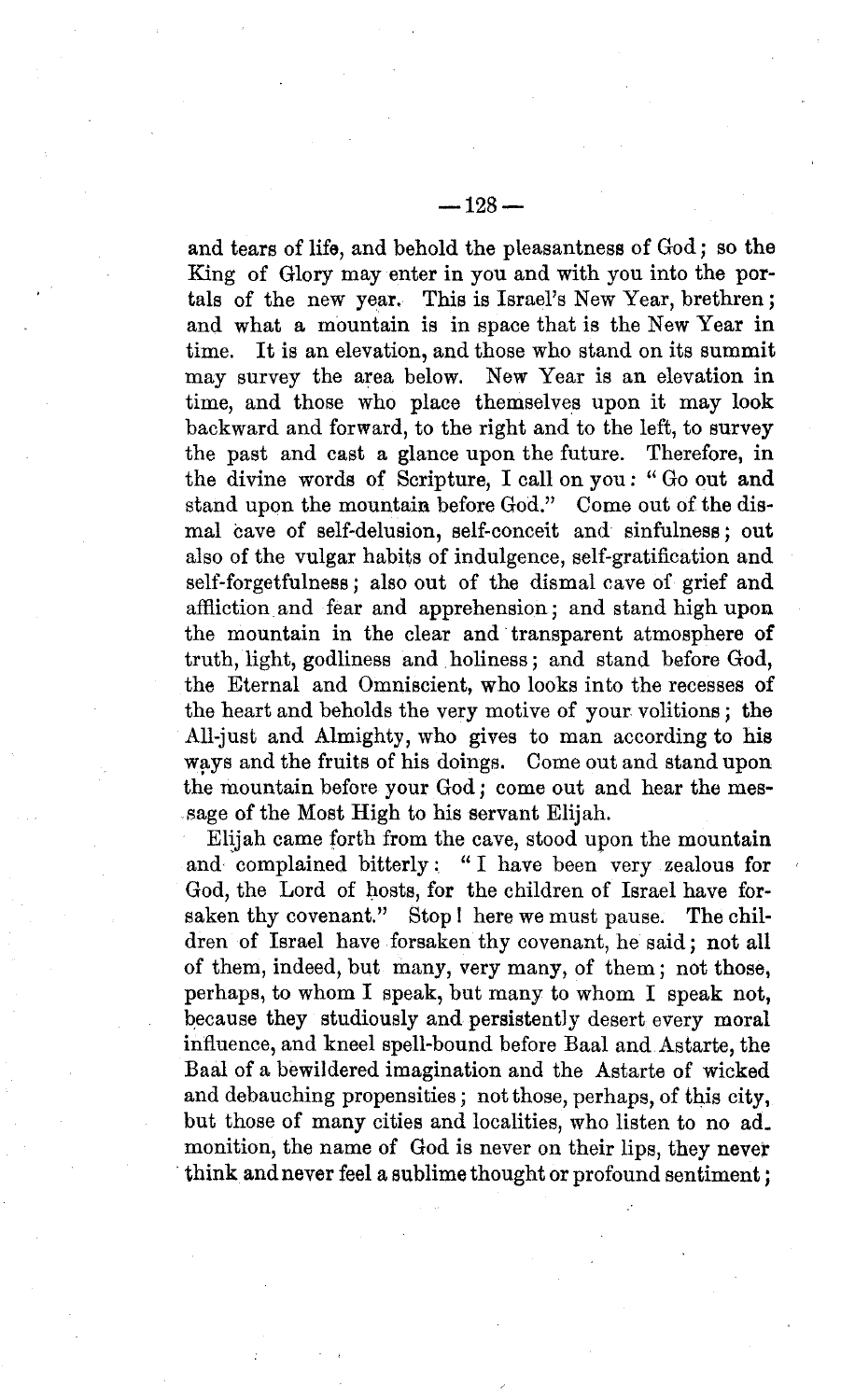and tears of life, and behold the pleasantness of God; so the King of Glory may enter in you and with you into the portals of the new year. This is Israel's New Year, brethren; and what a mountain is in space that is the New Year in time. It is an elevation, and those who stand on its summit may survey the area below. New Year is an elevation in time, and those who place themselves upon it may look backward and forward, to the right and to the left, to survey the past and cast a glance upon the future. Therefore, in the divine words of Scripture, I call on you: "Go out and stand upon the mountain before God." Come out of the dismal cave of self-delusion, self-conceit and sinfulness; out also of the vulgar habits of indulgence, self-gratification and self-forgetfulness; also out of the dismal cave of grief and affliction and fear and apprehension; and stand high upon the mountain in the clear and transparent atmosphere of truth, light, godliness and holiness; and stand before God, the Eternal and Omniscient, who looks into the recesses of the heart and beholds the very motive of your volitions; the All-just and Almighty, who gives to man according to his ways and the fruits of his doings. Come out and stand upon the mountain before your God; come out and hear the message of the Most High to his servant Elijah.

Elijah came forth from the cave, stood upon the mountain and complained bitterly: "I have been very zealous for God, the Lord of hosts, for the children of Israel have forsaken thy covenant." Stop! here we must pause. The children of Israel have forsaken thy covenant, he said; not all of them, indeed, but many, very many, of them; not those, perhaps, to whom I speak, but many to whom I speak not, because they studiously and persistently desert every moral influence, and kneel spell-bound before Baal and Astarte, the Baal of a bewildered imagination and the Astarte of wicked and debauching propensities; not those, perhaps, of this city, but those of many cities and localities, who listen to no admonition, the name of God is never on their lips, they never think and never feel a sublime thought or profound sentiment;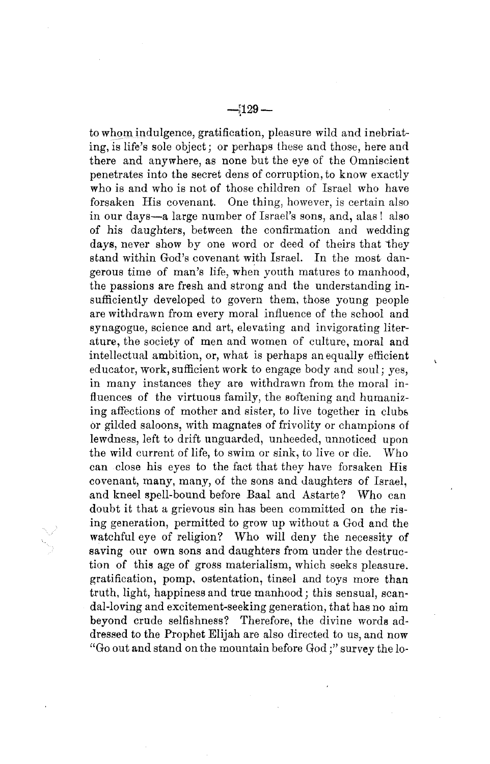to whom indulgence, gratification, pleasure wild and inebriating, is life's sole object; or perhaps these and those, here and there and anywhere, as none but the eye of the Omniscient penetrates into the secret dens of corruption, to know exactly who is and who is not of those children of Israel who have forsaken His covenant. One thing, however, is certain also in our days—a large number of Israel's sons, and, alas! also of his daughters, between the confirmation and wedding days, never show by one word or deed of theirs that they stand within God's covenant with Israel. In the most dangerous time of man's life, when youth matures to manhood, the passions are fresh and strong and the understanding insufficiently developed to govern them, those young people are withdrawn from every moral influence of the school and synagogue, science and art, elevating and invigorating literature, the society of men and women of culture, moral and intellectual ambition, or, what is perhaps an equally efficient educator, work, sufficient work to engage body and soul; yes, in many instances they are withdrawn from the moral influences of the virtuous family, the softening and humanizing affections of mother and sister, to live together in clubs or gilded saloons, with magnates of frivolity or champions of lewdness, left to drift unguarded, unheeded, unnoticed upon the wild current of life, to swim or sink, to live or die. Who can close his eyes to the fact that they have forsaken His covenant, many, many, of the sons and daughters of Israel, and kneel spell-bound before Baal and Astarte? Who can doubt it that a grievous sin has been committed on the rising generation, permitted to grow up without a God and the watchful eye of religion? Who will deny the necessity of saving our own sons and daughters from under the destruction of this age of gross materialism, which seeks pleasure. gratification, pomp, ostentation, tinsel and toys more than truth, light, happiness and true manhood; this sensual, scandal-loving and excitement-seeking generation, that has no aim beyond crude selfishness? Therefore, the divine words addressed to the Prophet Elijah are also directed to us, and now "Go out and stand on the mountain before God;" survey the lo-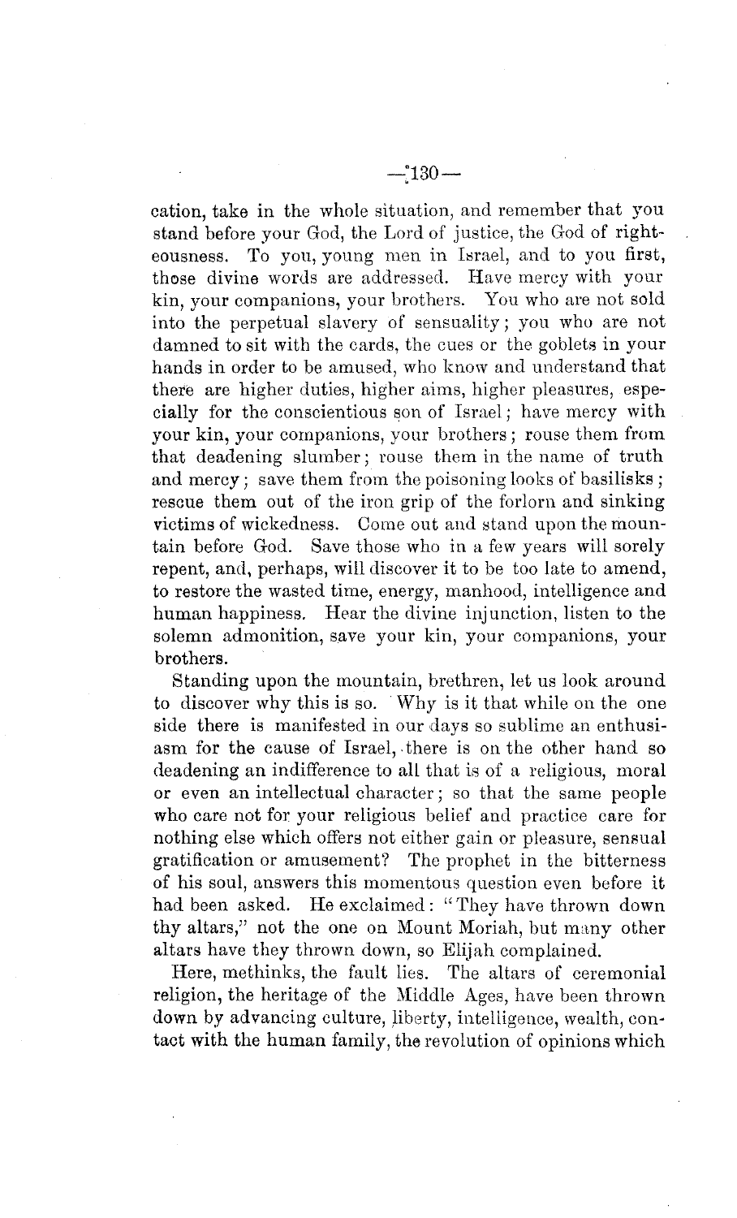cation, take in the whole situation, and remember that you stand before your God, the Lord of justice, the God of righteousness. To you, young men in Israel, and to you first, those divine words are addressed. Have mercy with your kin, your companions, your brothers. You who are not sold into the perpetual slavery of sensuality; you who are not damned to sit with the cards, the cues or the goblets in your hands in order to be amused, who know and understand that there are higher duties, higher aims, higher pleasures, especially for the conscientious son of Israel; have mercy with your kin, your companions, your brothers; rouse them from that deadening slumber; rouse them in the name of truth and mercy; save them from the poisoning looks of basilisks; rescue them out of the iron grip of the forlorn and sinking victims of wickedness. Come out and stand upon the mountain before God. Save those who in a few years will sorely repent, and, perhaps, will discover it to be too late to amend, to restore the wasted time, energy, manhood, intelligence and human happiness. Hear the divine injunction, listen to the solemn admonition, save your kin, your companions, your brothers.

Standing upon the mountain, brethren, let us look around to discover why this is so. Why is it that while on the one side there is manifested in our days so sublime an enthusiasm for the cause of Israel, there is on the other hand so deadening an indifference to all that is of a religious, moral or even an intellectual character; so that the same people who care not for your religious belief and practice care for nothing else which offers not either gain or pleasure, sensual gratification or amusement? The prophet in the bitterness of his soul, answers this momentous question even before it had been asked. He exclaimed: "They have thrown down thy altars," not the one on Mount Moriah, but many other altars have they thrown down, so Elijah complained.

Here, methinks, the fault lies. The altars of ceremonial religion, the heritage of the Middle Ages, have been thrown down by advancing culture, liberty, intelligence, wealth, contact with the human family, the revolution of opinions which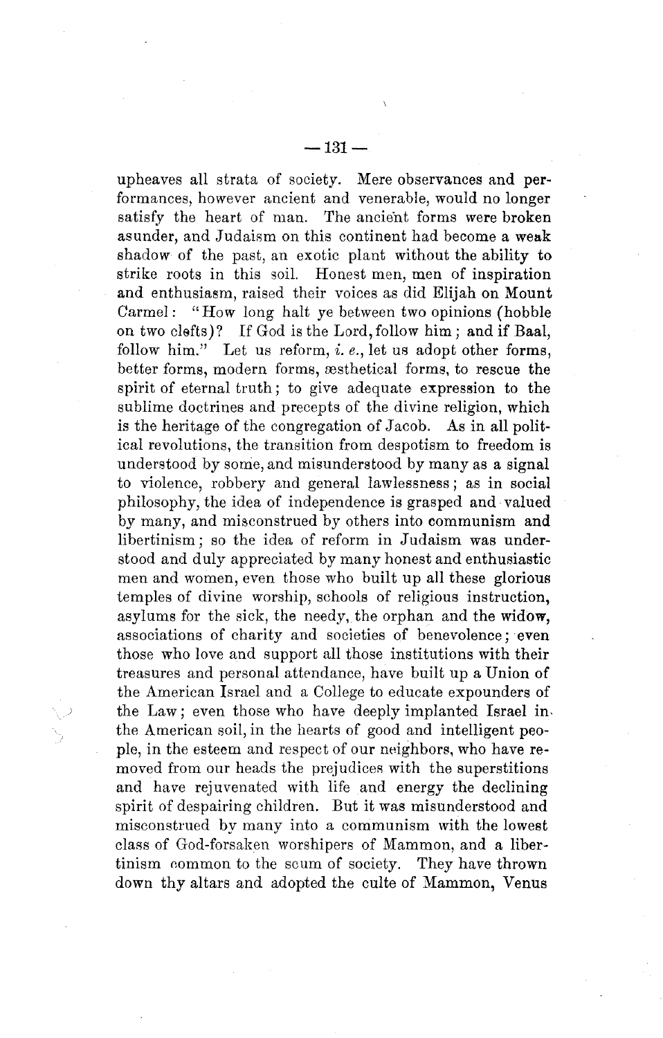upheaves all strata of society. Mere observances and performances, however ancient and venerable, would no longer satisfy the heart of man. The ancient forms were broken asunder, and Judaism on this continent had become a weak shadow of the past, an exotic plant without the ability to strike roots in this soil. Honest men, men of inspiration and enthusiasm, raised their voices as did Elijah on Mount Carmel: "How long halt ye between two opinions (hobble on two clefts)? If God is the Lord, follow him; and if Baal, follow him." Let us reform, *i. e.*, let us adopt other forms, better forms, modern forms, æsthetical forms, to rescue the spirit of eternal truth; to give adequate expression to the sublime doctrines and precepts of the divine religion, which is the heritage of the congregation of Jacob. As in all political revolutions, the transition from despotism to freedom is understood by some, and misunderstood by many as a signal to violence, robbery and general lawlessness; as in social philosophy, the idea of independence is grasped and valued by many, and misconstrued by others into communism and libertinism; so the idea of reform in Judaism was understood and duly appreciated by many honest and enthusiastic men and women, even those who built up all these glorious temples of divine worship, schools of religious instruction, asylums for the sick, the needy, the orphan and the widow, associations of charity and societies of benevolence; even those who love and support all those institutions with their treasures and personal attendance, have built up a Union of the American Israel and a College to educate expounders of the Law; even those who have deeply implanted Israel in the American soil, in the hearts of good and intelligent people, in the esteem and respect of our neighbors, who have removed from our heads the prejudices with the superstitions and have rejuvenated with life and energy the declining spirit of despairing children. But it was misunderstood and misconstrued by many into a communism with the lowest class of God-forsaken worshipers of Mammon, and a libertinism common to the scum of society. They have thrown down thy altars and adopted the culte of Mammon, Venus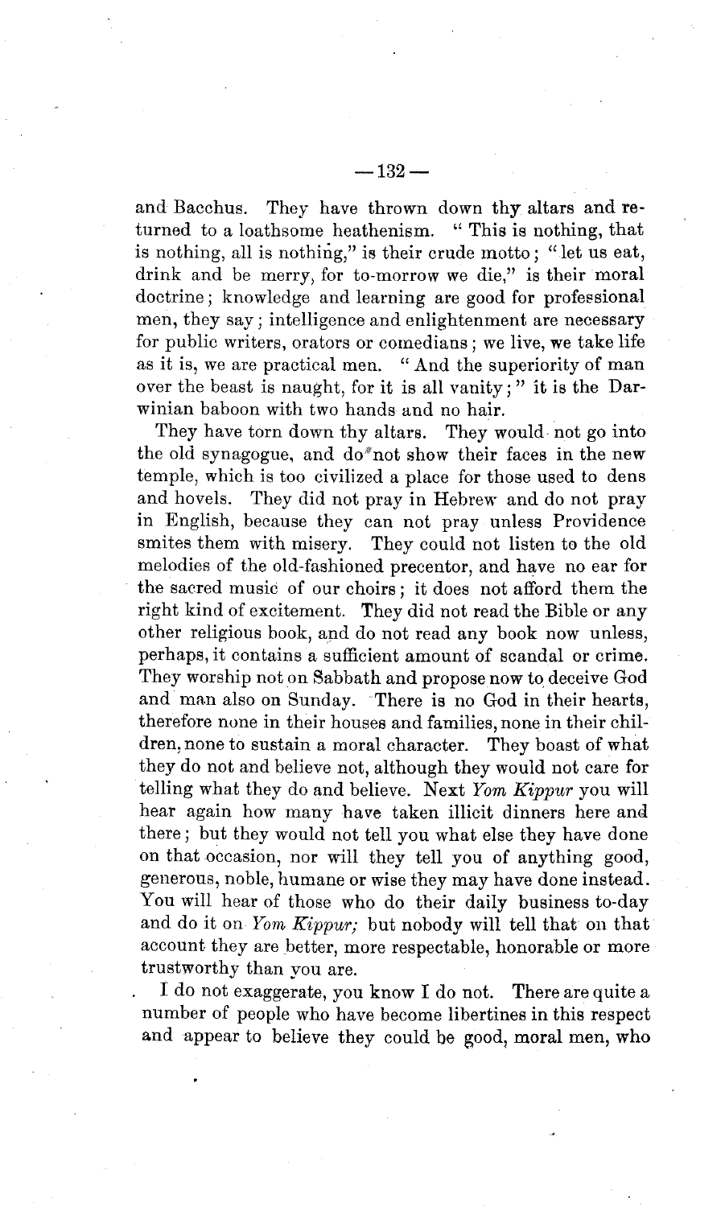and Bacchus. They have thrown down thy altars and returned to a loathsome heathenism. "This is nothing, that is nothing, all is nothing," is their crude motto; "let us eat, drink and be merry, for to-morrow we die," is their moral doctrine; knowledge and learning are good for professional men, they say; intelligence and enlightenment are necessary for public writers, orators or comedians; we live, we take life as it is, we are practical men. "And the superiority of man over the beast is naught, for it is all vanity;" it is the Darwinian baboon with two hands and no hair.

They have torn down thy altars. They would not go into the old synagogue, and do not show their faces in the new temple, which is too civilized a place for those used to dens and hovels. They did not pray in Hebrew and do not pray in English, because they can not pray unless Providence smites them with misery. They could not listen to the old melodies of the old-fashioned precentor, and have no ear for the sacred music of our choirs; it does not afford them the right kind of excitement. They did not read the Bible or any other religious book, and do not read any book now unless, perhaps, it contains a sufficient amount of scandal or crime. They worship not on Sabbath and propose now to deceive God and man also on Sunday. There is no God in their hearts, therefore none in their houses and families, none in their children, none to sustain a moral character. They boast of what they do not and believe not, although they would not care for telling what they do and believe. Next *Yom Kippur* you will hear again how many have taken illicit dinners here and there; but they would not tell you what else they have done on that occasion, nor will they tell you of anything good, generous, noble, humane or wise they may have done instead. You will hear of those who do their daily business to-day and do it on *Yom Kippur;* but nobody will tell that on that account they are better, more respectable, honorable or more trustworthy than you are.

I do not exaggerate, you know I do not. There are quite a number of people who have become libertines in this respect and appear to believe they could be good, moral men, who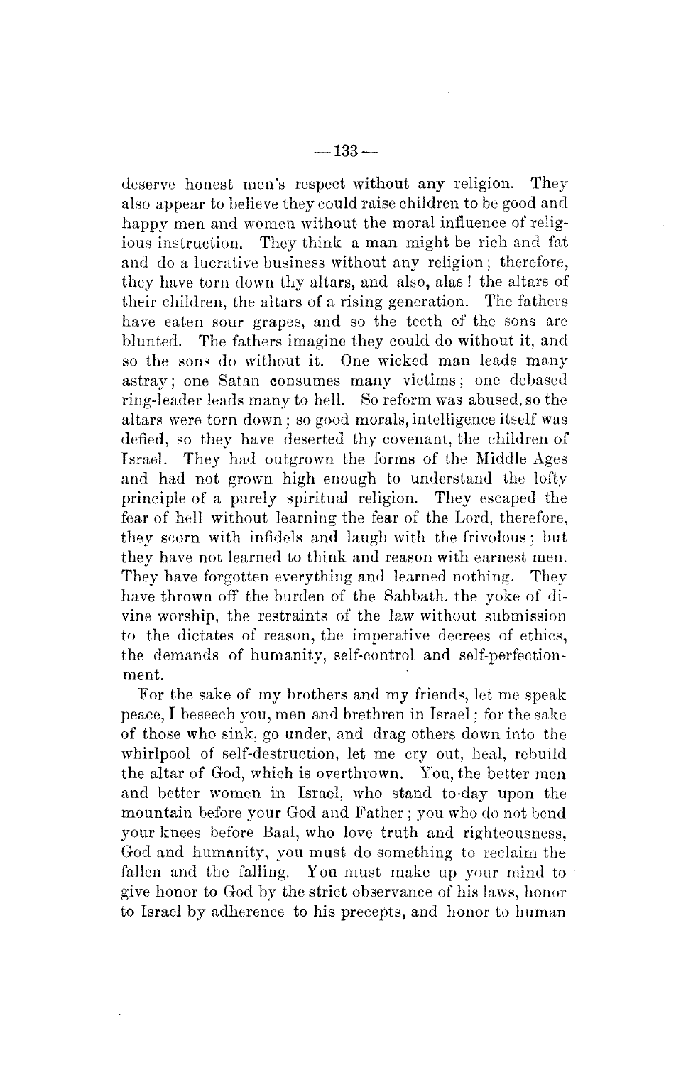deserve honest men's respect without any religion. They also appear to believe they could raise children to be good and happy men and women without the moral influence of religious instruction. They think a man might be rich and fat and do a lucrative business without any religion; therefore, they have torn down thy altars, and also, alas! the altars of their children, the altars of a rising generation. The fathers have eaten sour grapes, and so the teeth of the sons are blunted. The fathers imagine they could do without it, and so the sons do without it. One wicked man leads many astray; one Satan consumes many victims; one debased ring-leader leads many to hell. So reform was abused, so the altars were torn down; so good morals, intelligence itself was defied, so they have deserted thy covenant, the children of Israel. They had outgrown the forms of the Middle Ages and had not grown high enough to understand the lofty principle of a purely spiritual religion. They escaped the fear of hell without learning the fear of the Lord, therefore, they scorn with infidels and laugh with the frivolous; but they have not learned to think and reason with earnest men. They have forgotten everything and learned nothing. They have thrown off the burden of the Sabbath, the yoke of divine worship, the restraints of the law without submission to the dictates of reason, the imperative decrees of ethics, the demands of humanity, self-control and self-perfectionment.

For the sake of my brothers and my friends, let me speak peace, I beseech you, men and brethren in Israel; for the sake of those who sink, go under, and drag others down into the whirlpool of self-destruction, let me cry out, heal, rebuild the altar of God, which is overthrown. You, the better men and better women in Israel, who stand to-day upon the mountain before your God and Father; you who do not bend your knees before Baal, who love truth and righteousness, God and humanity, you must do something to reclaim the fallen and the falling. You must make up your mind to give honor to God by the strict observance of his laws, honor to Israel by adherence to his precepts, and honor to human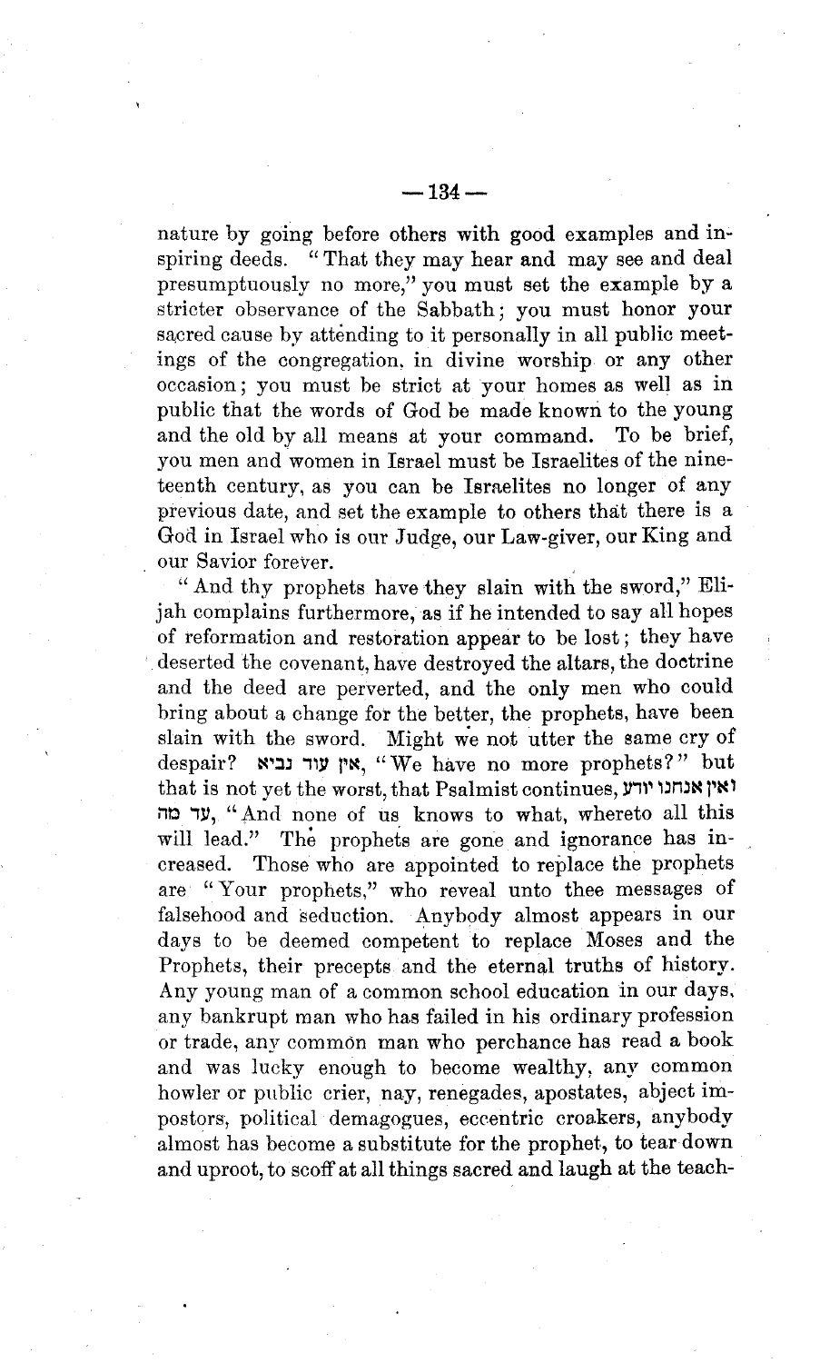nature by going before others with good examples and inspiring deeds. "That they may hear and may see and deal presumptuously no more," you must set the example by a stricter observance of the Sabbath; you must honor your sacred cause by attending to it personally in all public meetings of the congregation, in divine worship or any other occasion; you must be strict at your homes as well as in public that the words of God be made known to the young and the old by all means at your command. To be brief, you men and women in Israel must be Israelites of the nineteenth century, as you can be Israelites no longer of any previous date, and set the example to others that there is a God in Israel who is our Judge, our Law-giver, our King and our Savior forever.

"And thy prophets have they slain with the sword," Elijah complains furthermore, as if he intended to say all hopes of reformation and restoration appear to be lost; they have deserted the covenant, have destroyed the altars, the doctrine and the deed are perverted, and the only men who could bring about a change for the better, the prophets, have been slain with the sword. Might we not utter the same cry of despair? אין עוד נביא, "We have no more prophets?" but that is not yet the worst, that Psalmist continues, ואין אתנו יודע עד מה, "And none of us knows to what, whereto all this will lead." The prophets are gone and ignorance has increased. Those who are appointed to replace the prophets are "Your prophets," who reveal unto thee messages of falsehood and seduction. Anybody almost appears in our days to be deemed competent to replace Moses and the Prophets, their precepts and the eternal truths of history. Any young man of a common school education in our days, any bankrupt man who has failed in his ordinary profession or trade, any common man who perchance has read a book and was lucky enough to become wealthy, any common howler or public crier, nay, renegades, apostates, abject impostors, political demagogues, eccentric croakers, anybody almost has become a substitute for the prophet, to tear down and uproot, to scoff at all things sacred and laugh at the teach-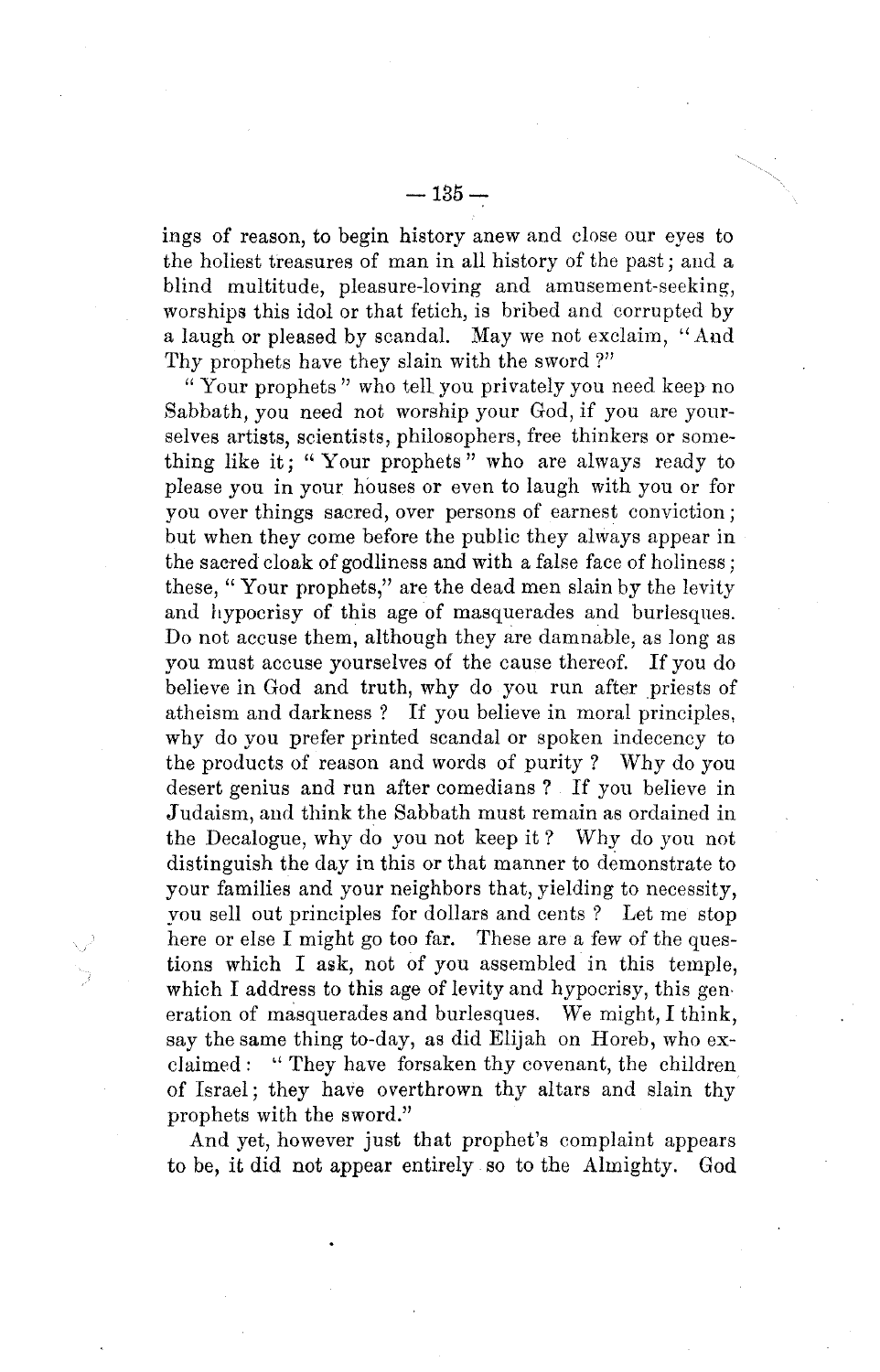ings of reason, to begin history anew and close our eyes to the holiest treasures of man in all history of the past; and a blind multitude, pleasure-loving and amusement-seeking, worships this idol or that fetich, is bribed and corrupted by a laugh or pleased by scandal. May we not exclaim, "And Thy prophets have they slain with the sword?"

"Your prophets" who tell you privately you need keep no Sabbath, you need not worship your God, if you are yourselves artists, scientists, philosophers, free thinkers or something like it; "Your prophets" who are always ready to please you in your houses or even to laugh with you or for you over things sacred, over persons of earnest conviction; but when they come before the public they always appear in the sacred cloak of godliness and with a false face of holiness; these, "Your prophets," are the dead men slain by the levity and hypocrisy of this age of masquerades and burlesques. Do not accuse them, although they are damnable, as long as you must accuse yourselves of the cause thereof. If you do believe in God and truth, why do you run after priests of atheism and darkness? If you believe in moral principles, why do you prefer printed scandal or spoken indecency to the products of reason and words of purity? Why do you desert genius and run after comedians? If you believe in Judaism, and think the Sabbath must remain as ordained in the Decalogue, why do you not keep it? Why do you not distinguish the day in this or that manner to demonstrate to your families and your neighbors that, yielding to necessity, you sell out principles for dollars and cents? Let me stop here or else I might go too far. These are a few of the questions which I ask, not of you assembled in this temple, which I address to this age of levity and hypocrisy, this generation of masquerades and burlesques. We might, I think, say the same thing to-day, as did Elijah on Horeb, who exclaimed: "They have forsaken thy covenant, the children of Israel; they have overthrown thy altars and slain thy prophets with the sword."

And yet, however just that prophet's complaint appears to be, it did not appear entirely so to the Almighty. God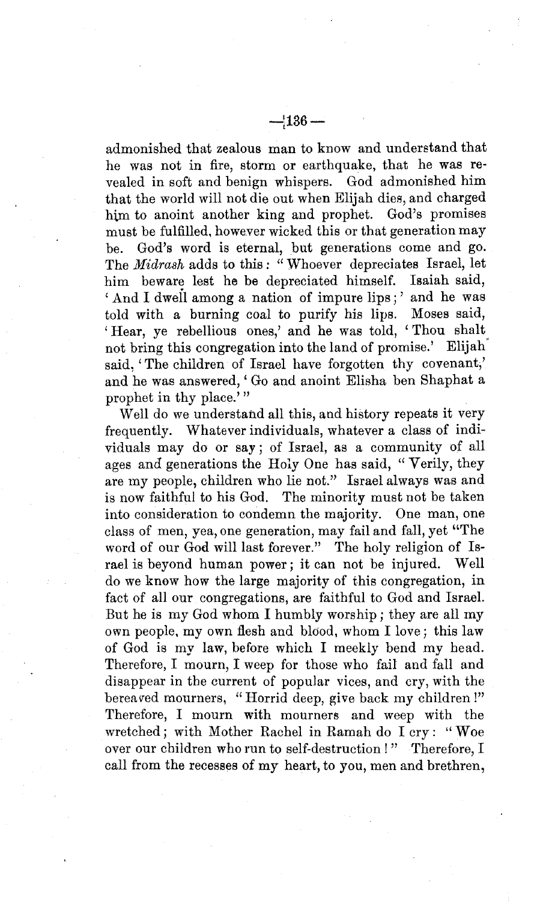admonished that zealous man to know and understand that he was not in fire, storm or earthquake, that he was revealed in soft and benign whispers. God admonished him that the world will not die out when Elijah dies, and charged him to anoint another king and prophet. God's promises must be fulfilled, however wicked this or that generation may be. God's word is eternal, but generations come and go. The *Midrash* adds to this: "Whoever depreciates Israel, let him beware lest he be depreciated himself. Isaiah said, 'And I dwell among a nation of impure lips;' and he was told with a burning coal to purify his lips. Moses said, 'Hear, ye rebellious ones,' and he was told, 'Thou shalt not bring this congregation into the land of promise.' Elijah said, 'The children of Israel have forgotten thy covenant,' and he was answered, 'Go and anoint Elisha ben Shaphat a prophet in thy place.'"

Well do we understand all this, and history repeats it very frequently. Whatever individuals, whatever a class of individuals may do or say; of Israel, as a community of all ages and generations the Holy One has said, "Verily, they are my people, children who lie not." Israel always was and is now faithful to his God. The minority must not be taken into consideration to condemn the majority. One man, one class of men, yea, one generation, may fail and fall, yet "The word of our God will last forever." The holy religion of Israel is beyond human power; it can not be injured. Well do we know how the large majority of this congregation, in fact of all our congregations, are faithful to God and Israel. But he is my God whom I humbly worship; they are all my own people, my own flesh and blood, whom I love; this law of God is my law, before which I meekly bend my head. Therefore, I mourn, I weep for those who fail and fall and disappear in the current of popular vices, and cry, with the bereaved mourners, "Horrid deep, give back my children!" Therefore, I mourn with mourners and weep with the wretched; with Mother Rachel in Ramah do I cry: "Woe over our children who run to self-destruction!" Therefore, I call from the recesses of my heart, to you, men and brethren,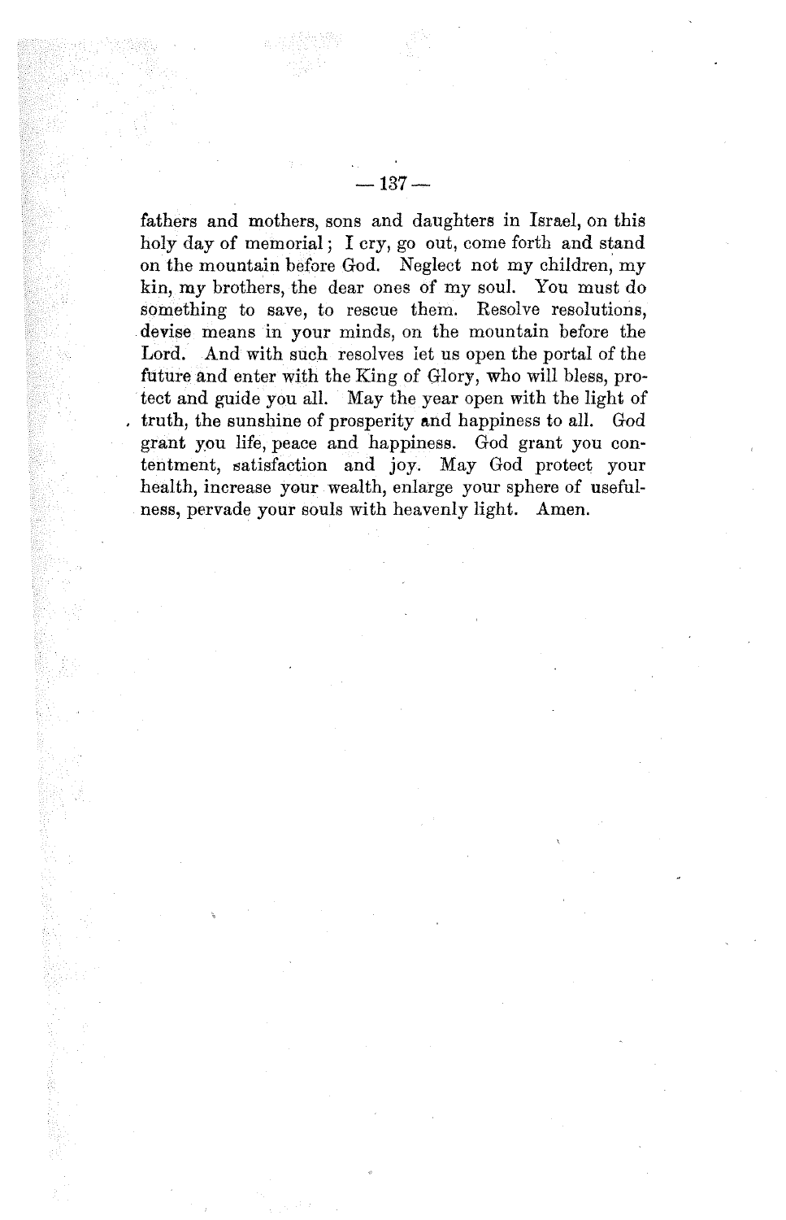fathers and mothers, sons and daughters in Israel, on this holy day of memorial; I cry, go out, come forth and stand on the mountain before God. Neglect not my children, my kin, my brothers, the dear ones of my soul. You must do something to save, to rescue them. Resolve resolutions, devise means in your minds, on the mountain before the Lord. And with such resolves let us open the portal of the future and enter with the King of Glory, who will bless, protect and guide you all. May the year open with the light of truth, the sunshine of prosperity and happiness to all. God grant you life, peace and happiness. God grant you contentment, satisfaction and joy. May God protect your health, increase your wealth, enlarge your sphere of usefulness, pervade your souls with heavenly light. Amen.